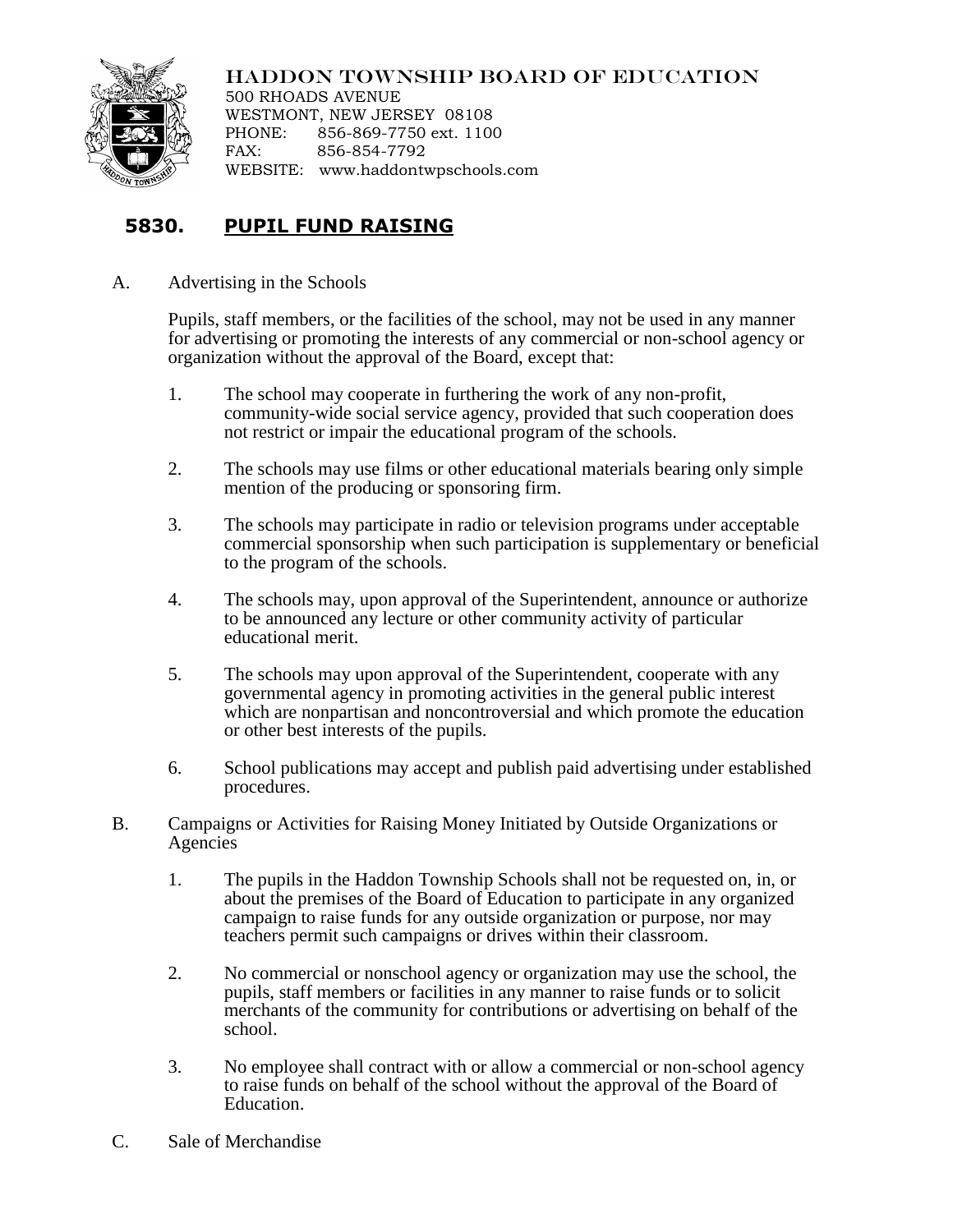HADDON TOWNSHIP BOARD OF EDUCATION
500 RHOADS AVENUE
WESTMONT, NEW JERSEY 08108
PHONE: 856-869-7750 ext. 1100
FAX: 856-854-7792
WEBSITE: www.haddontwpschools.com

# 5830. PUPIL FUND RAISING

A. Advertising in the Schools

Pupils, staff members, or the facilities of the school, may not be used in any manner for advertising or promoting the interests of any commercial or non-school agency or organization without the approval of the Board, except that:

1. The school may cooperate in furthering the work of any non-profit, community-wide social service agency, provided that such cooperation does not restrict or impair the educational program of the schools.

2. The schools may use films or other educational materials bearing only simple mention of the producing or sponsoring firm.

3. The schools may participate in radio or television programs under acceptable commercial sponsorship when such participation is supplementary or beneficial to the program of the schools.

4. The schools may, upon approval of the Superintendent, announce or authorize to be announced any lecture or other community activity of particular educational merit.

5. The schools may upon approval of the Superintendent, cooperate with any governmental agency in promoting activities in the general public interest which are nonpartisan and noncontroversial and which promote the education or other best interests of the pupils.

6. School publications may accept and publish paid advertising under established procedures.

B. Campaigns or Activities for Raising Money Initiated by Outside Organizations or Agencies

1. The pupils in the Haddon Township Schools shall not be requested on, in, or about the premises of the Board of Education to participate in any organized campaign to raise funds for any outside organization or purpose, nor may teachers permit such campaigns or drives within their classroom.

2. No commercial or nonschool agency or organization may use the school, the pupils, staff members or facilities in any manner to raise funds or to solicit merchants of the community for contributions or advertising on behalf of the school.

3. No employee shall contract with or allow a commercial or non-school agency to raise funds on behalf of the school without the approval of the Board of Education.

C. Sale of Merchandise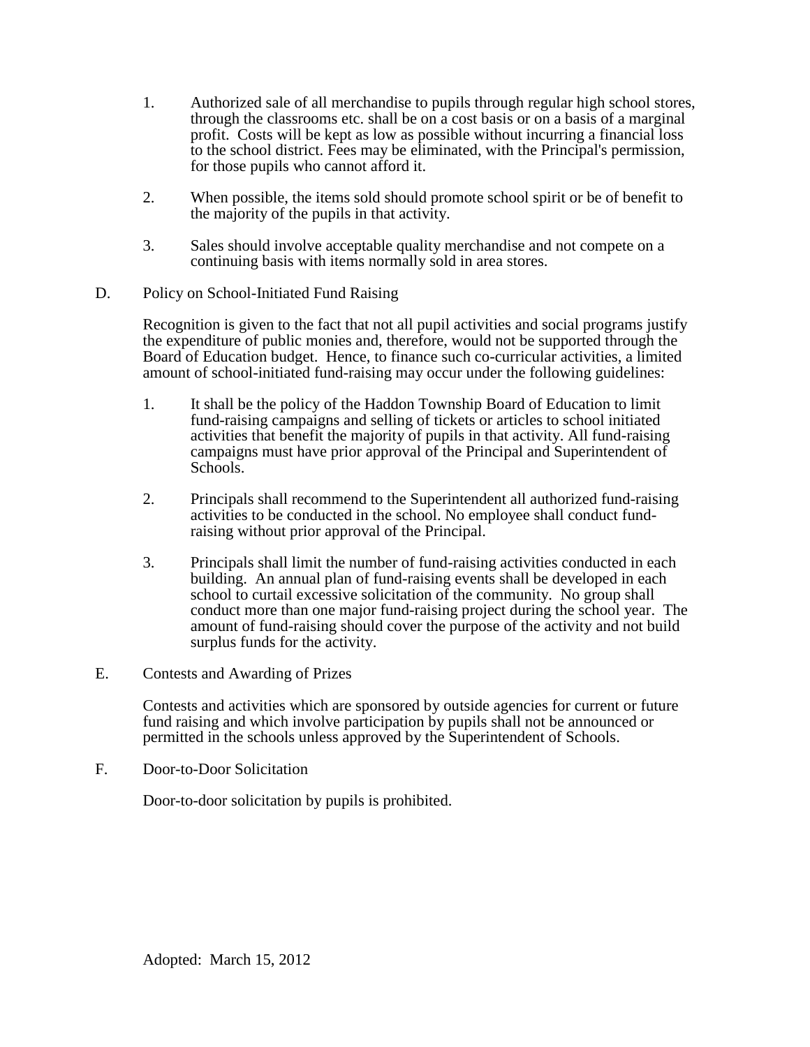1. Authorized sale of all merchandise to pupils through regular high school stores, through the classrooms etc. shall be on a cost basis or on a basis of a marginal profit. Costs will be kept as low as possible without incurring a financial loss to the school district. Fees may be eliminated, with the Principal's permission, for those pupils who cannot afford it.

2. When possible, the items sold should promote school spirit or be of benefit to the majority of the pupils in that activity.

3. Sales should involve acceptable quality merchandise and not compete on a continuing basis with items normally sold in area stores.

D. Policy on School-Initiated Fund Raising

Recognition is given to the fact that not all pupil activities and social programs justify the expenditure of public monies and, therefore, would not be supported through the Board of Education budget. Hence, to finance such co-curricular activities, a limited amount of school-initiated fund-raising may occur under the following guidelines:

1. It shall be the policy of the Haddon Township Board of Education to limit fund-raising campaigns and selling of tickets or articles to school initiated activities that benefit the majority of pupils in that activity. All fund-raising campaigns must have prior approval of the Principal and Superintendent of Schools.

2. Principals shall recommend to the Superintendent all authorized fund-raising activities to be conducted in the school. No employee shall conduct fund-raising without prior approval of the Principal.

3. Principals shall limit the number of fund-raising activities conducted in each building. An annual plan of fund-raising events shall be developed in each school to curtail excessive solicitation of the community. No group shall conduct more than one major fund-raising project during the school year. The amount of fund-raising should cover the purpose of the activity and not build surplus funds for the activity.

E. Contests and Awarding of Prizes

Contests and activities which are sponsored by outside agencies for current or future fund raising and which involve participation by pupils shall not be announced or permitted in the schools unless approved by the Superintendent of Schools.

F. Door-to-Door Solicitation

Door-to-door solicitation by pupils is prohibited.

Adopted: March 15, 2012